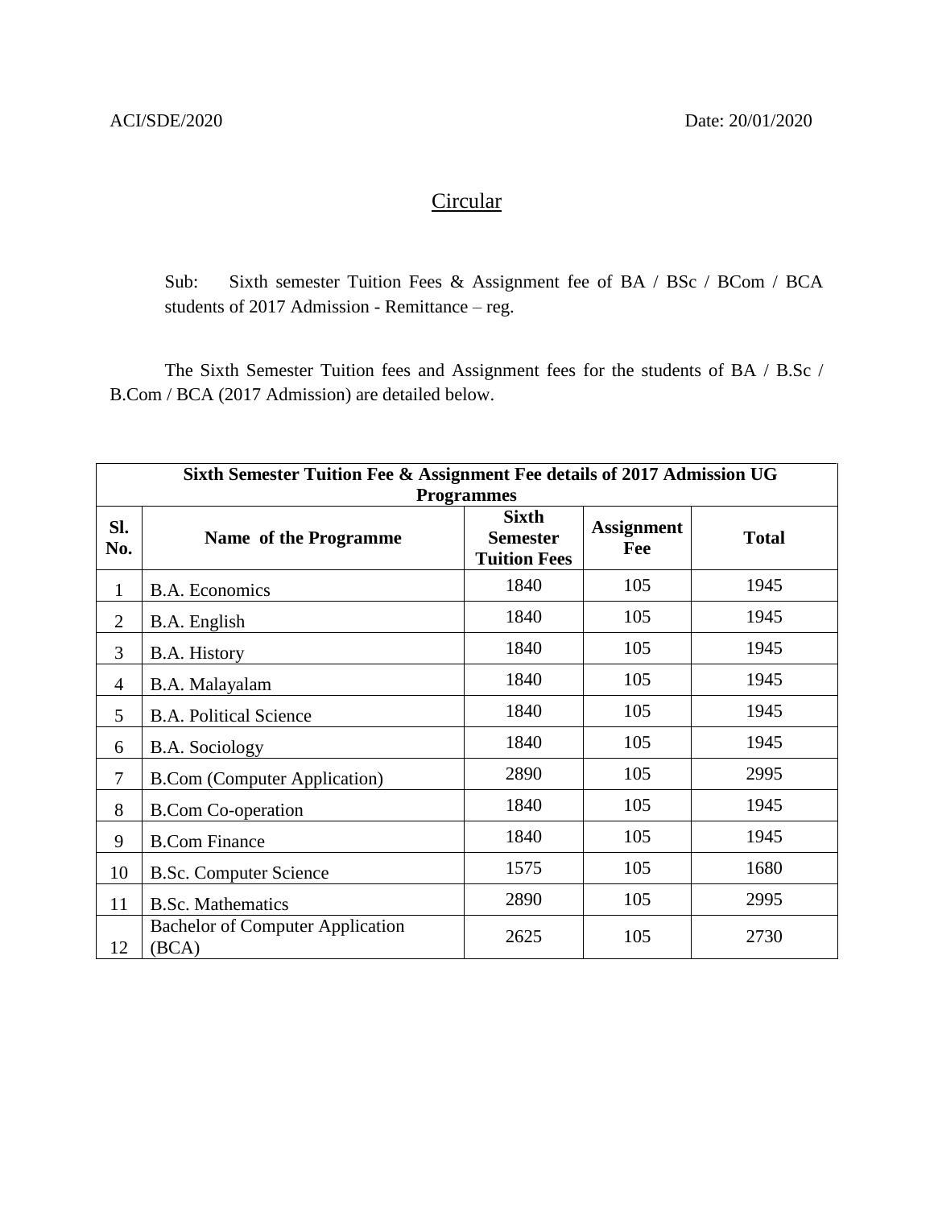ACI/SDE/2020 Date: 20/01/2020

# Circular

Sub: Sixth semester Tuition Fees & Assignment fee of BA / BSc / BCom / BCA students of 2017 Admission - Remittance – reg.

The Sixth Semester Tuition fees and Assignment fees for the students of BA / B.Sc / B.Com / BCA (2017 Admission) are detailed below.

| **Sixth Semester Tuition Fee & Assignment Fee details of 2017 Admission UG Programmes** | | | | |
|---|---|---|---|---|
| **Sl. No.** | **Name of the Programme** | **Sixth Semester Tuition Fees** | **Assignment Fee** | **Total** |
| 1 | B.A. Economics | 1840 | 105 | 1945 |
| 2 | B.A. English | 1840 | 105 | 1945 |
| 3 | B.A. History | 1840 | 105 | 1945 |
| 4 | B.A. Malayalam | 1840 | 105 | 1945 |
| 5 | B.A. Political Science | 1840 | 105 | 1945 |
| 6 | B.A. Sociology | 1840 | 105 | 1945 |
| 7 | B.Com (Computer Application) | 2890 | 105 | 2995 |
| 8 | B.Com Co-operation | 1840 | 105 | 1945 |
| 9 | B.Com Finance | 1840 | 105 | 1945 |
| 10 | B.Sc. Computer Science | 1575 | 105 | 1680 |
| 11 | B.Sc. Mathematics | 2890 | 105 | 2995 |
| 12 | Bachelor of Computer Application (BCA) | 2625 | 105 | 2730 |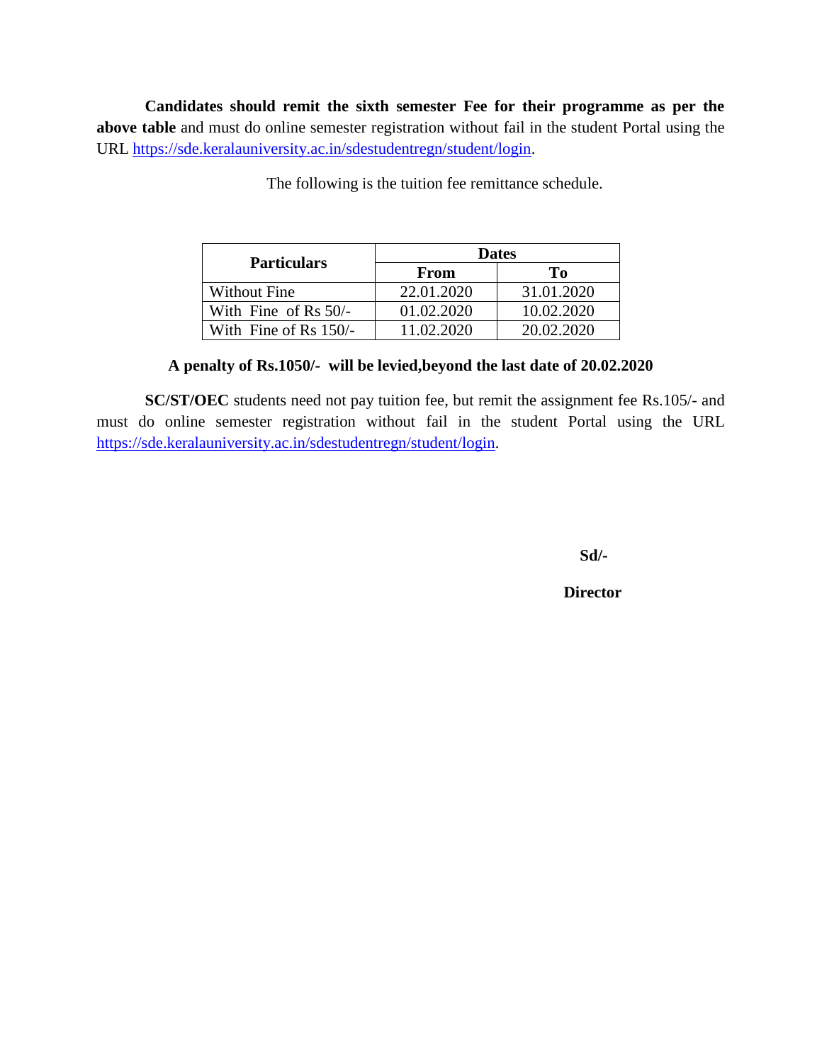**Candidates should remit the sixth semester Fee for their programme as per the above table** and must do online semester registration without fail in the student Portal using the URL https://sde.keralauniversity.ac.in/sdestudentregn/student/login.

The following is the tuition fee remittance schedule.

| Particulars | Dates | |
|---|---|---|
| | **From** | **To** |
| Without Fine | 22.01.2020 | 31.01.2020 |
| With Fine of Rs 50/- | 01.02.2020 | 10.02.2020 |
| With Fine of Rs 150/- | 11.02.2020 | 20.02.2020 |

**A penalty of Rs.1050/- will be levied,beyond the last date of 20.02.2020**

**SC/ST/OEC** students need not pay tuition fee, but remit the assignment fee Rs.105/- and must do online semester registration without fail in the student Portal using the URL https://sde.keralauniversity.ac.in/sdestudentregn/student/login.

**Sd/-**

**Director**